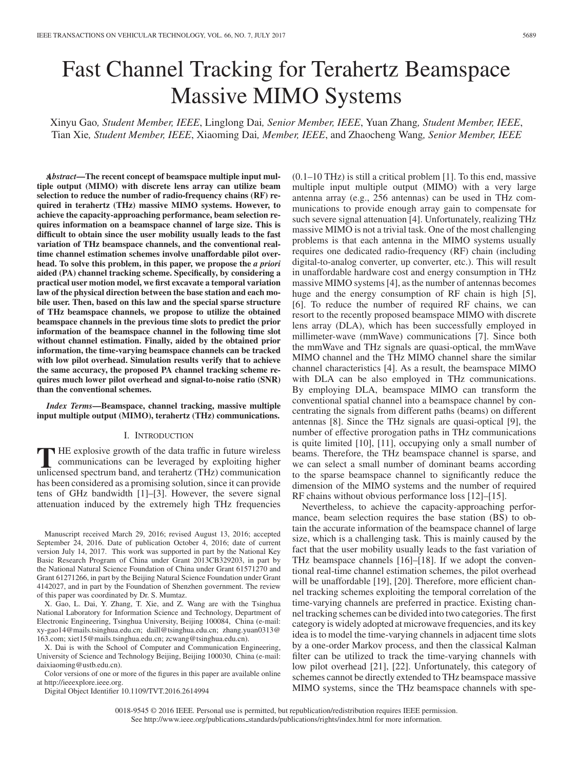# Fast Channel Tracking for Terahertz Beamspace Massive MIMO Systems

Xinyu Gao, *Student Member, IEEE*, Linglong Dai, *Senior Member, IEEE*, Yuan Zhang, *Student Member, IEEE*, Tian Xie, *Student Member, IEEE*, Xiaoming Dai, *Member, IEEE*, and Zhaocheng Wang, *Senior Member, IEEE*

***Abstract*—The recent concept of beamspace multiple input multiple output (MIMO) with discrete lens array can utilize beam selection to reduce the number of radio-frequency chains (RF) required in terahertz (THz) massive MIMO systems. However, to achieve the capacity-approaching performance, beam selection requires information on a beamspace channel of large size. This is difficult to obtain since the user mobility usually leads to the fast variation of THz beamspace channels, and the conventional real-time channel estimation schemes involve unaffordable pilot overhead. To solve this problem, in this paper, we propose the *a priori* aided (PA) channel tracking scheme. Specifically, by considering a practical user motion model, we first excavate a temporal variation law of the physical direction between the base station and each mobile user. Then, based on this law and the special sparse structure of THz beamspace channels, we propose to utilize the obtained beamspace channels in the previous time slots to predict the prior information of the beamspace channel in the following time slot without channel estimation. Finally, aided by the obtained prior information, the time-varying beamspace channels can be tracked with low pilot overhead. Simulation results verify that to achieve the same accuracy, the proposed PA channel tracking scheme requires much lower pilot overhead and signal-to-noise ratio (SNR) than the conventional schemes.**

***Index Terms*—Beamspace, channel tracking, massive multiple input multiple output (MIMO), terahertz (THz) communications.**

## I. Introduction

The explosive growth of the data traffic in future wireless communications can be leveraged by exploiting higher unlicensed spectrum band, and terahertz (THz) communication has been considered as a promising solution, since it can provide tens of GHz bandwidth [1]–[3]. However, the severe signal attenuation induced by the extremely high THz frequencies (0.1–10 THz) is still a critical problem [1]. To this end, massive multiple input multiple output (MIMO) with a very large antenna array (e.g., 256 antennas) can be used in THz communications to provide enough array gain to compensate for such severe signal attenuation [4]. Unfortunately, realizing THz massive MIMO is not a trivial task. One of the most challenging problems is that each antenna in the MIMO systems usually requires one dedicated radio-frequency (RF) chain (including digital-to-analog converter, up converter, etc.). This will result in unaffordable hardware cost and energy consumption in THz massive MIMO systems [4], as the number of antennas becomes huge and the energy consumption of RF chain is high [5], [6]. To reduce the number of required RF chains, we can resort to the recently proposed beamspace MIMO with discrete lens array (DLA), which has been successfully employed in millimeter-wave (mmWave) communications [7]. Since both the mmWave and THz signals are quasi-optical, the mmWave MIMO channel and the THz MIMO channel share the similar channel characteristics [4]. As a result, the beamspace MIMO with DLA can be also employed in THz communications. By employing DLA, beamspace MIMO can transform the conventional spatial channel into a beamspace channel by concentrating the signals from different paths (beams) on different antennas [8]. Since the THz signals are quasi-optical [9], the number of effective prorogation paths in THz communications is quite limited [10], [11], occupying only a small number of beams. Therefore, the THz beamspace channel is sparse, and we can select a small number of dominant beams according to the sparse beamspace channel to significantly reduce the dimension of the MIMO systems and the number of required RF chains without obvious performance loss [12]–[15].

Nevertheless, to achieve the capacity-approaching performance, beam selection requires the base station (BS) to obtain the accurate information of the beamspace channel of large size, which is a challenging task. This is mainly caused by the fact that the user mobility usually leads to the fast variation of THz beamspace channels [16]–[18]. If we adopt the conventional real-time channel estimation schemes, the pilot overhead will be unaffordable [19], [20]. Therefore, more efficient channel tracking schemes exploiting the temporal correlation of the time-varying channels are preferred in practice. Existing channel tracking schemes can be divided into two categories. The first category is widely adopted at microwave frequencies, and its key idea is to model the time-varying channels in adjacent time slots by a one-order Markov process, and then the classical Kalman filter can be utilized to track the time-varying channels with low pilot overhead [21], [22]. Unfortunately, this category of schemes cannot be directly extended to THz beamspace massive MIMO systems, since the THz beamspace channels with spe-

Manuscript received March 29, 2016; revised August 13, 2016; accepted September 24, 2016. Date of publication October 4, 2016; date of current version July 14, 2017. This work was supported in part by the National Key Basic Research Program of China under Grant 2013CB329203, in part by the National Natural Science Foundation of China under Grant 61571270 and Grant 61271266, in part by the Beijing Natural Science Foundation under Grant 4142027, and in part by the Foundation of Shenzhen government. The review of this paper was coordinated by Dr. S. Mumtaz.

X. Gao, L. Dai, Y. Zhang, T. Xie, and Z. Wang are with the Tsinghua National Laboratory for Information Science and Technology, Department of Electronic Engineering, Tsinghua University, Beijing 100084, China (e-mail: xy-gao14@mails.tsinghua.edu.cn; daill@tsinghua.edu.cn; zhang.yuan0313@163.com; xiet15@mails.tsinghua.edu.cn; zcwang@tsinghua.edu.cn).

X. Dai is with the School of Computer and Communication Engineering, University of Science and Technology Beijing, Beijing 100030, China (e-mail: daixiaoming@ustb.edu.cn).

Color versions of one or more of the figures in this paper are available online at http://ieeexplore.ieee.org.

Digital Object Identifier 10.1109/TVT.2016.2614994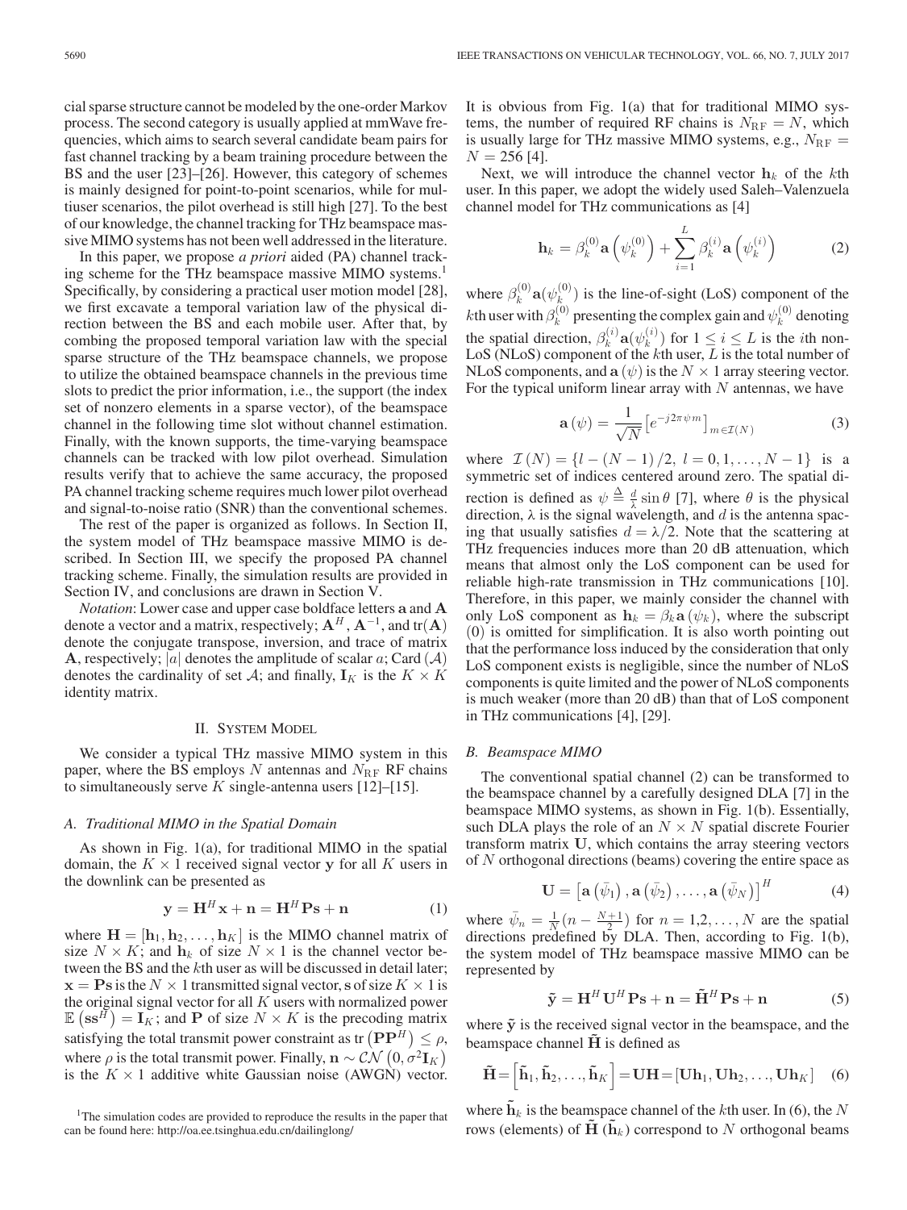cial sparse structure cannot be modeled by the one-order Markov process. The second category is usually applied at mmWave frequencies, which aims to search several candidate beam pairs for fast channel tracking by a beam training procedure between the BS and the user [23]–[26]. However, this category of schemes is mainly designed for point-to-point scenarios, while for multiuser scenarios, the pilot overhead is still high [27]. To the best of our knowledge, the channel tracking for THz beamspace massive MIMO systems has not been well addressed in the literature.

In this paper, we propose *a priori* aided (PA) channel tracking scheme for the THz beamspace massive MIMO systems.[1] Specifically, by considering a practical user motion model [28], we first excavate a temporal variation law of the physical direction between the BS and each mobile user. After that, by combing the proposed temporal variation law with the special sparse structure of the THz beamspace channels, we propose to utilize the obtained beamspace channels in the previous time slots to predict the prior information, i.e., the support (the index set of nonzero elements in a sparse vector), of the beamspace channel in the following time slot without channel estimation. Finally, with the known supports, the time-varying beamspace channels can be tracked with low pilot overhead. Simulation results verify that to achieve the same accuracy, the proposed PA channel tracking scheme requires much lower pilot overhead and signal-to-noise ratio (SNR) than the conventional schemes.

The rest of the paper is organized as follows. In Section II, the system model of THz beamspace massive MIMO is described. In Section III, we specify the proposed PA channel tracking scheme. Finally, the simulation results are provided in Section IV, and conclusions are drawn in Section V.

*Notation*: Lower case and upper case boldface letters $\mathbf{a}$ and $\mathbf{A}$ denote a vector and a matrix, respectively; $\mathbf{A}^H$, $\mathbf{A}^{-1}$, and $\mathrm{tr}(\mathbf{A})$ denote the conjugate transpose, inversion, and trace of matrix $\mathbf{A}$, respectively; $|a|$ denotes the amplitude of scalar $a$; Card $(\mathcal{A})$ denotes the cardinality of set $\mathcal{A}$; and finally, $\mathbf{I}_K$ is the $K \times K$ identity matrix.

## II. System Model

We consider a typical THz massive MIMO system in this paper, where the BS employs $N$ antennas and $N_{\mathrm{RF}}$ RF chains to simultaneously serve $K$ single-antenna users [12]–[15].

### A. Traditional MIMO in the Spatial Domain

As shown in Fig. 1(a), for traditional MIMO in the spatial domain, the $K \times 1$ received signal vector $\mathbf{y}$ for all $K$ users in the downlink can be presented as

$$\mathbf{y} = \mathbf{H}^H \mathbf{x} + \mathbf{n} = \mathbf{H}^H \mathbf{P}\mathbf{s} + \mathbf{n} \tag{1}$$

where $\mathbf{H} = [\mathbf{h}_1, \mathbf{h}_2, \ldots, \mathbf{h}_K]$ is the MIMO channel matrix of size $N \times K$; and $\mathbf{h}_k$ of size $N \times 1$ is the channel vector between the BS and the $k$th user as will be discussed in detail later; $\mathbf{x} = \mathbf{P}\mathbf{s}$ is the $N \times 1$ transmitted signal vector, $\mathbf{s}$ of size $K \times 1$ is the original signal vector for all $K$ users with normalized power $\mathbb{E}\left(\mathbf{s}\mathbf{s}^H\right) = \mathbf{I}_K$; and $\mathbf{P}$ of size $N \times K$ is the precoding matrix satisfying the total transmit power constraint as $\mathrm{tr}\left(\mathbf{P}\mathbf{P}^H\right) \leq \rho$, where $\rho$ is the total transmit power. Finally, $\mathbf{n} \sim \mathcal{CN}\left(0, \sigma^2 \mathbf{I}_K\right)$ is the $K \times 1$ additive white Gaussian noise (AWGN) vector.

It is obvious from Fig. 1(a) that for traditional MIMO systems, the number of required RF chains is $N_{\mathrm{RF}} = N$, which is usually large for THz massive MIMO systems, e.g., $N_{\mathrm{RF}} = N = 256$ [4].

Next, we will introduce the channel vector $\mathbf{h}_k$ of the $k$th user. In this paper, we adopt the widely used Saleh–Valenzuela channel model for THz communications as [4]

$$\mathbf{h}_k = \beta_k^{(0)} \mathbf{a}\left(\psi_k^{(0)}\right) + \sum_{i=1}^{L} \beta_k^{(i)} \mathbf{a}\left(\psi_k^{(i)}\right) \tag{2}$$

where $\beta_k^{(0)} \mathbf{a}(\psi_k^{(0)})$ is the line-of-sight (LoS) component of the $k$th user with $\beta_k^{(0)}$ presenting the complex gain and $\psi_k^{(0)}$ denoting the spatial direction, $\beta_k^{(i)} \mathbf{a}(\psi_k^{(i)})$ for $1 \leq i \leq L$ is the $i$th non-LoS (NLoS) component of the $k$th user, $L$ is the total number of NLoS components, and $\mathbf{a}(\psi)$ is the $N \times 1$ array steering vector. For the typical uniform linear array with $N$ antennas, we have

$$\mathbf{a}(\psi) = \frac{1}{\sqrt{N}} \left[e^{-j2\pi\psi m}\right]_{m \in \mathcal{I}(N)} \tag{3}$$

where $\mathcal{I}(N) = \{l - (N-1)/2,\ l = 0, 1, \ldots, N-1\}$ is a symmetric set of indices centered around zero. The spatial direction is defined as $\psi \triangleq \frac{d}{\lambda} \sin\theta$ [7], where $\theta$ is the physical direction, $\lambda$ is the signal wavelength, and $d$ is the antenna spacing that usually satisfies $d = \lambda/2$. Note that the scattering at THz frequencies induces more than 20 dB attenuation, which means that almost only the LoS component can be used for reliable high-rate transmission in THz communications [10]. Therefore, in this paper, we mainly consider the channel with only LoS component as $\mathbf{h}_k = \beta_k \mathbf{a}(\psi_k)$, where the subscript (0) is omitted for simplification. It is also worth pointing out that the performance loss induced by the consideration that only LoS component exists is negligible, since the number of NLoS components is quite limited and the power of NLoS components is much weaker (more than 20 dB) than that of LoS component in THz communications [4], [29].

### B. Beamspace MIMO

The conventional spatial channel (2) can be transformed to the beamspace channel by a carefully designed DLA [7] in the beamspace MIMO systems, as shown in Fig. 1(b). Essentially, such DLA plays the role of an $N \times N$ spatial discrete Fourier transform matrix $\mathbf{U}$, which contains the array steering vectors of $N$ orthogonal directions (beams) covering the entire space as

$$\mathbf{U} = \left[\mathbf{a}\left(\bar{\psi}_1\right), \mathbf{a}\left(\bar{\psi}_2\right), \ldots, \mathbf{a}\left(\bar{\psi}_N\right)\right]^H \tag{4}$$

where $\bar{\psi}_n = \frac{1}{N}\left(n - \frac{N+1}{2}\right)$ for $n = 1, 2, \ldots, N$ are the spatial directions predefined by DLA. Then, according to Fig. 1(b), the system model of THz beamspace massive MIMO can be represented by

$$\tilde{\mathbf{y}} = \mathbf{H}^H \mathbf{U}^H \mathbf{P}\mathbf{s} + \mathbf{n} = \tilde{\mathbf{H}}^H \mathbf{P}\mathbf{s} + \mathbf{n} \tag{5}$$

where $\tilde{\mathbf{y}}$ is the received signal vector in the beamspace, and the beamspace channel $\tilde{\mathbf{H}}$ is defined as

$$\tilde{\mathbf{H}} = \left[\tilde{\mathbf{h}}_1, \tilde{\mathbf{h}}_2, \ldots, \tilde{\mathbf{h}}_K\right] = \mathbf{U}\mathbf{H} = [\mathbf{U}\mathbf{h}_1, \mathbf{U}\mathbf{h}_2, \ldots, \mathbf{U}\mathbf{h}_K] \tag{6}$$

where $\tilde{\mathbf{h}}_k$ is the beamspace channel of the $k$th user. In (6), the $N$ rows (elements) of $\tilde{\mathbf{H}}$ ($\tilde{\mathbf{h}}_k$) correspond to $N$ orthogonal beams

[1] The simulation codes are provided to reproduce the results in the paper that can be found here: http://oa.ee.tsinghua.edu.cn/dailinglong/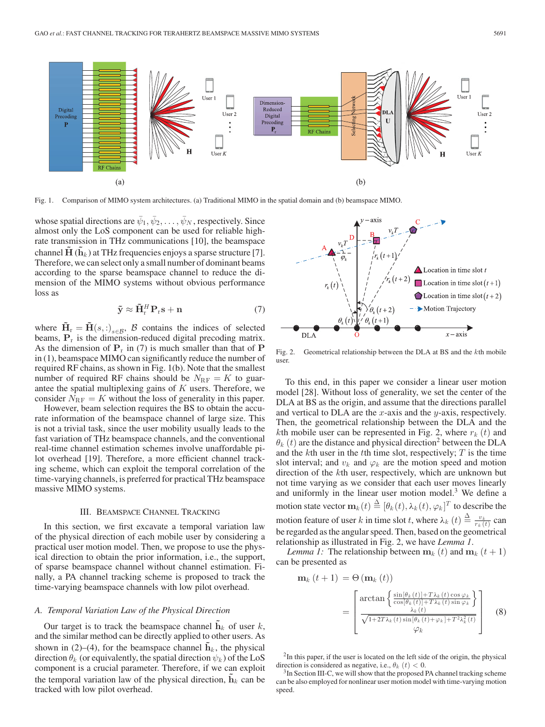Fig. 1. Comparison of MIMO system architectures. (a) Traditional MIMO in the spatial domain and (b) beamspace MIMO.

whose spatial directions are $\bar{\psi}_1, \bar{\psi}_2, \ldots, \bar{\psi}_N$, respectively. Since almost only the LoS component can be used for reliable high-rate transmission in THz communications [10], the beamspace channel $\tilde{\mathbf{H}}$ ($\tilde{\mathbf{h}}_k$) at THz frequencies enjoys a sparse structure [7]. Therefore, we can select only a small number of dominant beams according to the sparse beamspace channel to reduce the dimension of the MIMO systems without obvious performance loss as

$$\tilde{\mathbf{y}} \approx \tilde{\mathbf{H}}_{\rm r}^H \mathbf{P}_{\rm r} \mathbf{s} + \mathbf{n} \tag{7}$$

where $\tilde{\mathbf{H}}_{\rm r} = \tilde{\mathbf{H}}(s,:)_{s\in\mathcal{B}}$, $\mathcal{B}$ contains the indices of selected beams, $\mathbf{P}_{\rm r}$ is the dimension-reduced digital precoding matrix. As the dimension of $\mathbf{P}_{\rm r}$ in (7) is much smaller than that of $\mathbf{P}$ in (1), beamspace MIMO can significantly reduce the number of required RF chains, as shown in Fig. 1(b). Note that the smallest number of required RF chains should be $N_{\rm RF} = K$ to guarantee the spatial multiplexing gains of $K$ users. Therefore, we consider $N_{\rm RF} = K$ without the loss of generality in this paper.

However, beam selection requires the BS to obtain the accurate information of the beamspace channel of large size. This is not a trivial task, since the user mobility usually leads to the fast variation of THz beamspace channels, and the conventional real-time channel estimation schemes involve unaffordable pilot overhead [19]. Therefore, a more efficient channel tracking scheme, which can exploit the temporal correlation of the time-varying channels, is preferred for practical THz beamspace massive MIMO systems.

## III. Beamspace Channel Tracking

In this section, we first excavate a temporal variation law of the physical direction of each mobile user by considering a practical user motion model. Then, we propose to use the physical direction to obtain the prior information, i.e., the support, of sparse beamspace channel without channel estimation. Finally, a PA channel tracking scheme is proposed to track the time-varying beamspace channels with low pilot overhead.

### A. Temporal Variation Law of the Physical Direction

Our target is to track the beamspace channel $\tilde{\mathbf{h}}_k$ of user $k$, and the similar method can be directly applied to other users. As shown in (2)–(4), for the beamspace channel $\tilde{\mathbf{h}}_k$, the physical direction $\theta_k$ (or equivalently, the spatial direction $\psi_k$) of the LoS component is a crucial parameter. Therefore, if we can exploit the temporal variation law of the physical direction, $\tilde{\mathbf{h}}_k$ can be tracked with low pilot overhead.

Fig. 2. Geometrical relationship between the DLA at BS and the $k$th mobile user.

To this end, in this paper we consider a linear user motion model [28]. Without loss of generality, we set the center of the DLA at BS as the origin, and assume that the directions parallel and vertical to DLA are the $x$-axis and the $y$-axis, respectively. Then, the geometrical relationship between the DLA and the $k$th mobile user can be represented in Fig. 2, where $r_k(t)$ and $\theta_k(t)$ are the distance and physical direction[2] between the DLA and the $k$th user in the $t$th time slot, respectively; $T$ is the time slot interval; and $v_k$ and $\varphi_k$ are the motion speed and motion direction of the $k$th user, respectively, which are unknown but not time varying as we consider that each user moves linearly and uniformly in the linear user motion model.[3] We define a motion state vector $\mathbf{m}_k(t) \triangleq [\theta_k(t), \lambda_k(t), \varphi_k]^T$ to describe the motion feature of user $k$ in time slot $t$, where $\lambda_k(t) \triangleq \frac{v_k}{r_k(t)}$ can be regarded as the angular speed. Then, based on the geometrical relationship as illustrated in Fig. 2, we have *Lemma 1*.

*Lemma 1:* The relationship between $\mathbf{m}_k(t)$ and $\mathbf{m}_k(t+1)$ can be presented as

$$\mathbf{m}_k(t+1) = \Theta(\mathbf{m}_k(t)) = \begin{bmatrix} \arctan\left\{\frac{\sin[\theta_k(t)]+T\lambda_k(t)\cos\varphi_k}{\cos[\theta_k(t)]+T\lambda_k(t)\sin\varphi_k}\right\} \\ \frac{\lambda_k(t)}{\sqrt{1+2T\lambda_k(t)\sin[\theta_k(t)+\varphi_k]+T^2\lambda_k^2(t)}} \\ \varphi_k \end{bmatrix} \tag{8}$$

[2] In this paper, if the user is located on the left side of the origin, the physical direction is considered as negative, i.e., $\theta_k(t) < 0$.

[3] In Section III-C, we will show that the proposed PA channel tracking scheme can be also employed for nonlinear user motion model with time-varying motion speed.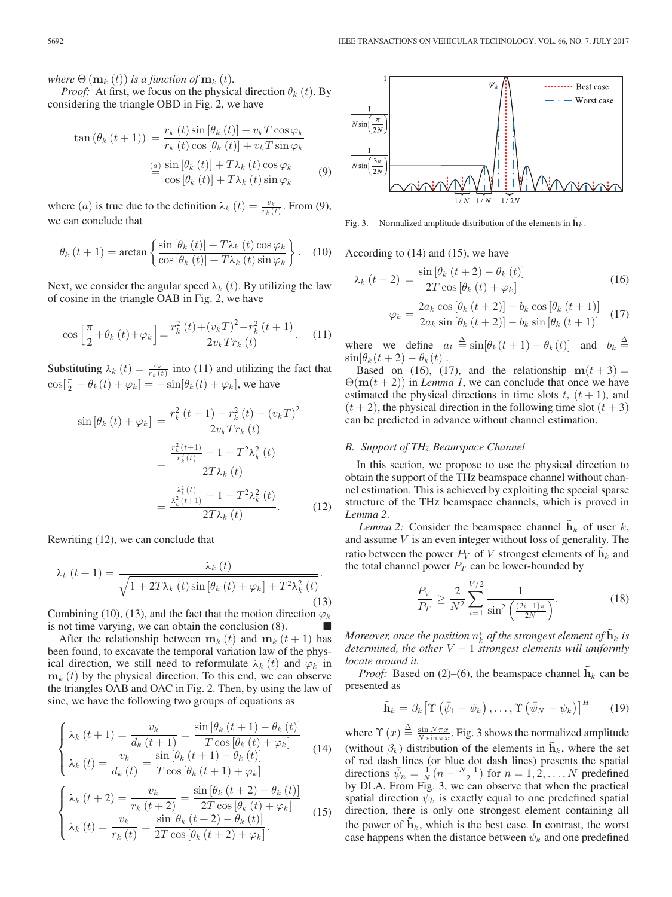*where* $\Theta(\mathbf{m}_k(t))$ *is a function of* $\mathbf{m}_k(t)$.

*Proof:* At first, we focus on the physical direction $\theta_k(t)$. By considering the triangle OBD in Fig. 2, we have

$$\tan(\theta_k(t+1)) = \frac{r_k(t)\sin[\theta_k(t)] + v_k T\cos\varphi_k}{r_k(t)\cos[\theta_k(t)] + v_k T\sin\varphi_k} \stackrel{(a)}{=} \frac{\sin[\theta_k(t)] + T\lambda_k(t)\cos\varphi_k}{\cos[\theta_k(t)] + T\lambda_k(t)\sin\varphi_k} \tag{9}$$

where $(a)$ is true due to the definition $\lambda_k(t) = \frac{v_k}{r_k(t)}$. From (9), we can conclude that

$$\theta_k(t+1) = \arctan\left\{\frac{\sin[\theta_k(t)] + T\lambda_k(t)\cos\varphi_k}{\cos[\theta_k(t)] + T\lambda_k(t)\sin\varphi_k}\right\}. \tag{10}$$

Next, we consider the angular speed $\lambda_k(t)$. By utilizing the law of cosine in the triangle OAB in Fig. 2, we have

$$\cos\left[\frac{\pi}{2} + \theta_k(t) + \varphi_k\right] = \frac{r_k^2(t) + (v_k T)^2 - r_k^2(t+1)}{2v_k T r_k(t)}. \tag{11}$$

Substituting $\lambda_k(t) = \frac{v_k}{r_k(t)}$ into (11) and utilizing the fact that $\cos[\frac{\pi}{2} + \theta_k(t) + \varphi_k] = -\sin[\theta_k(t) + \varphi_k]$, we have

$$\begin{aligned}\sin[\theta_k(t) + \varphi_k] &= \frac{r_k^2(t+1) - r_k^2(t) - (v_k T)^2}{2v_k T r_k(t)} \\ &= \frac{\frac{r_k^2(t+1)}{r_k^2(t)} - 1 - T^2\lambda_k^2(t)}{2T\lambda_k(t)} \\ &= \frac{\frac{\lambda_k^2(t)}{\lambda_k^2(t+1)} - 1 - T^2\lambda_k^2(t)}{2T\lambda_k(t)}.\end{aligned} \tag{12}$$

Rewriting (12), we can conclude that

$$\lambda_k(t+1) = \frac{\lambda_k(t)}{\sqrt{1 + 2T\lambda_k(t)\sin[\theta_k(t) + \varphi_k] + T^2\lambda_k^2(t)}}. \tag{13}$$

Combining (10), (13), and the fact that the motion direction $\varphi_k$ is not time varying, we can obtain the conclusion (8). ∎

After the relationship between $\mathbf{m}_k(t)$ and $\mathbf{m}_k(t+1)$ has been found, to excavate the temporal variation law of the physical direction, we still need to reformulate $\lambda_k(t)$ and $\varphi_k$ in $\mathbf{m}_k(t)$ by the physical direction. To this end, we can observe the triangles OAB and OAC in Fig. 2. Then, by using the law of sine, we have the following two groups of equations as

$$\begin{cases} \lambda_k(t+1) = \dfrac{v_k}{d_k(t+1)} = \dfrac{\sin[\theta_k(t+1) - \theta_k(t)]}{T\cos[\theta_k(t) + \varphi_k]} \\ \lambda_k(t) = \dfrac{v_k}{d_k(t)} = \dfrac{\sin[\theta_k(t+1) - \theta_k(t)]}{T\cos[\theta_k(t+1) + \varphi_k]} \end{cases} \tag{14}$$

$$\begin{cases} \lambda_k(t+2) = \dfrac{v_k}{r_k(t+2)} = \dfrac{\sin[\theta_k(t+2) - \theta_k(t)]}{2T\cos[\theta_k(t) + \varphi_k]} \\ \lambda_k(t) = \dfrac{v_k}{r_k(t)} = \dfrac{\sin[\theta_k(t+2) - \theta_k(t)]}{2T\cos[\theta_k(t+2) + \varphi_k]}. \end{cases} \tag{15}$$

Fig. 3. Normalized amplitude distribution of the elements in $\tilde{\mathbf{h}}_k$.

According to (14) and (15), we have

$$\lambda_k(t+2) = \frac{\sin[\theta_k(t+2) - \theta_k(t)]}{2T\cos[\theta_k(t) + \varphi_k]} \tag{16}$$

$$\varphi_k = \frac{2a_k\cos[\theta_k(t+2)] - b_k\cos[\theta_k(t+1)]}{2a_k\sin[\theta_k(t+2)] - b_k\sin[\theta_k(t+1)]} \tag{17}$$

where we define $a_k \triangleq \sin[\theta_k(t+1) - \theta_k(t)]$ and $b_k \triangleq \sin[\theta_k(t+2) - \theta_k(t)]$.

Based on (16), (17), and the relationship $\mathbf{m}(t+3) = \Theta(\mathbf{m}(t+2))$ in *Lemma 1*, we can conclude that once we have estimated the physical directions in time slots $t$, $(t+1)$, and $(t+2)$, the physical direction in the following time slot $(t+3)$ can be predicted in advance without channel estimation.

### B. Support of THz Beamspace Channel

In this section, we propose to use the physical direction to obtain the support of the THz beamspace channel without channel estimation. This is achieved by exploiting the special sparse structure of the THz beamspace channels, which is proved in *Lemma 2*.

*Lemma 2:* Consider the beamspace channel $\tilde{\mathbf{h}}_k$ of user $k$, and assume $V$ is an even integer without loss of generality. The ratio between the power $P_V$ of $V$ strongest elements of $\tilde{\mathbf{h}}_k$ and the total channel power $P_T$ can be lower-bounded by

$$\frac{P_V}{P_T} \geq \frac{2}{N^2}\sum_{i=1}^{V/2}\frac{1}{\sin^2\left(\frac{(2i-1)\pi}{2N}\right)}. \tag{18}$$

*Moreover, once the position* $n_k^*$ *of the strongest element of* $\tilde{\mathbf{h}}_k$ *is determined, the other* $V-1$ *strongest elements will uniformly locate around it.*

*Proof:* Based on (2)–(6), the beamspace channel $\tilde{\mathbf{h}}_k$ can be presented as

$$\tilde{\mathbf{h}}_k = \beta_k\left[\Upsilon\left(\bar{\psi}_1 - \psi_k\right), \ldots, \Upsilon\left(\bar{\psi}_N - \psi_k\right)\right]^H \tag{19}$$

where $\Upsilon(x) \triangleq \frac{\sin N\pi x}{N\sin\pi x}$. Fig. 3 shows the normalized amplitude (without $\beta_k$) distribution of the elements in $\tilde{\mathbf{h}}_k$, where the set of red dash lines (or blue dot dash lines) presents the spatial directions $\bar{\psi}_n = \frac{1}{N}(n - \frac{N+1}{2})$ for $n = 1, 2, \ldots, N$ predefined by DLA. From Fig. 3, we can observe that when the practical spatial direction $\psi_k$ is exactly equal to one predefined spatial direction, there is only one strongest element containing all the power of $\tilde{\mathbf{h}}_k$, which is the best case. In contrast, the worst case happens when the distance between $\psi_k$ and one predefined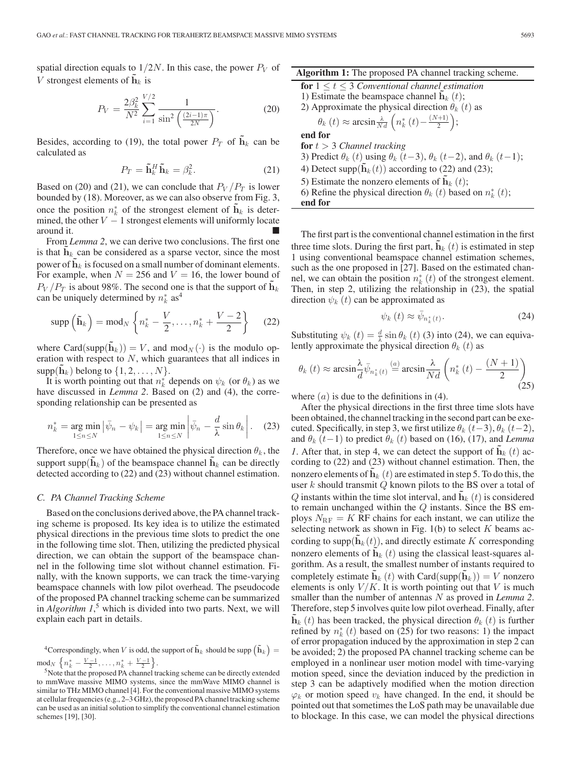spatial direction equals to $1/2N$. In this case, the power $P_V$ of $V$ strongest elements of $\tilde{\mathbf{h}}_k$ is

$$P_V = \frac{2\beta_k^2}{N^2} \sum_{i=1}^{V/2} \frac{1}{\sin^2\left(\frac{(2i-1)\pi}{2N}\right)}. \tag{20}$$

Besides, according to (19), the total power $P_T$ of $\tilde{\mathbf{h}}_k$ can be calculated as

$$P_T = \tilde{\mathbf{h}}_k^H \tilde{\mathbf{h}}_k = \beta_k^2. \tag{21}$$

Based on (20) and (21), we can conclude that $P_V/P_T$ is lower bounded by (18). Moreover, as we can also observe from Fig. 3, once the position $n_k^*$ of the strongest element of $\tilde{\mathbf{h}}_k$ is determined, the other $V-1$ strongest elements will uniformly locate around it. ■

From *Lemma 2*, we can derive two conclusions. The first one is that $\tilde{\mathbf{h}}_k$ can be considered as a sparse vector, since the most power of $\tilde{\mathbf{h}}_k$ is focused on a small number of dominant elements. For example, when $N = 256$ and $V = 16$, the lower bound of $P_V/P_T$ is about 98%. The second one is that the support of $\tilde{\mathbf{h}}_k$ can be uniquely determined by $n_k^*$ as[4]

$$\text{supp}\left(\tilde{\mathbf{h}}_k\right) = \text{mod}_N \left\{ n_k^* - \frac{V}{2}, \ldots, n_k^* + \frac{V-2}{2} \right\} \tag{22}$$

where $\text{Card}(\text{supp}(\tilde{\mathbf{h}}_k)) = V$, and $\text{mod}_N(\cdot)$ is the modulo operation with respect to $N$, which guarantees that all indices in $\text{supp}(\tilde{\mathbf{h}}_k)$ belong to $\{1, 2, \ldots, N\}$.

It is worth pointing out that $n_k^*$ depends on $\psi_k$ (or $\theta_k$) as we have discussed in *Lemma 2*. Based on (2) and (4), the corresponding relationship can be presented as

$$n_k^* = \underset{1 \le n \le N}{\arg\min} \left| \bar{\psi}_n - \psi_k \right| = \underset{1 \le n \le N}{\arg\min} \left| \bar{\psi}_n - \frac{d}{\lambda} \sin\theta_k \right|. \tag{23}$$

Therefore, once we have obtained the physical direction $\theta_k$, the support $\text{supp}(\tilde{\mathbf{h}}_k)$ of the beamspace channel $\tilde{\mathbf{h}}_k$ can be directly detected according to (22) and (23) without channel estimation.

### C. PA Channel Tracking Scheme

Based on the conclusions derived above, the PA channel tracking scheme is proposed. Its key idea is to utilize the estimated physical directions in the previous time slots to predict the one in the following time slot. Then, utilizing the predicted physical direction, we can obtain the support of the beamspace channel in the following time slot without channel estimation. Finally, with the known supports, we can track the time-varying beamspace channels with low pilot overhead. The pseudocode of the proposed PA channel tracking scheme can be summarized in *Algorithm 1*,[5] which is divided into two parts. Next, we will explain each part in details.

[4]Correspondingly, when $V$ is odd, the support of $\tilde{\mathbf{h}}_k$ should be $\text{supp}\left(\tilde{\mathbf{h}}_k\right) = \text{mod}_N \left\{ n_k^* - \frac{V-1}{2}, \ldots, n_k^* + \frac{V-1}{2} \right\}$.

[5]Note that the proposed PA channel tracking scheme can be directly extended to mmWave massive MIMO systems, since the mmWave MIMO channel is similar to THz MIMO channel [4]. For the conventional massive MIMO systems at cellular frequencies (e.g., 2–3 GHz), the proposed PA channel tracking scheme can be used as an initial solution to simplify the conventional channel estimation schemes [19], [30].

---

**Algorithm 1:** The proposed PA channel tracking scheme.

**for** $1 \le t \le 3$ *Conventional channel estimation*
1) Estimate the beamspace channel $\tilde{\mathbf{h}}_k(t)$;
2) Approximate the physical direction $\theta_k(t)$ as
$\theta_k(t) \approx \arcsin\frac{\lambda}{Nd}\left(n_k^*(t) - \frac{(N+1)}{2}\right)$;
**end for**
**for** $t > 3$ *Channel tracking*
3) Predict $\theta_k(t)$ using $\theta_k(t-3)$, $\theta_k(t-2)$, and $\theta_k(t-1)$;
4) Detect $\text{supp}(\tilde{\mathbf{h}}_k(t))$ according to (22) and (23);
5) Estimate the nonzero elements of $\tilde{\mathbf{h}}_k(t)$;
6) Refine the physical direction $\theta_k(t)$ based on $n_k^*(t)$;
**end for**

---

The first part is the conventional channel estimation in the first three time slots. During the first part, $\tilde{\mathbf{h}}_k(t)$ is estimated in step 1 using conventional beamspace channel estimation schemes, such as the one proposed in [27]. Based on the estimated channel, we can obtain the position $n_k^*(t)$ of the strongest element. Then, in step 2, utilizing the relationship in (23), the spatial direction $\psi_k(t)$ can be approximated as

$$\psi_k(t) \approx \bar{\psi}_{n_k^*(t)}. \tag{24}$$

Substituting $\psi_k(t) = \frac{d}{\lambda}\sin\theta_k(t)$ (3) into (24), we can equivalently approximate the physical direction $\theta_k(t)$ as

$$\theta_k(t) \approx \arcsin\frac{\lambda}{d}\bar{\psi}_{n_k^*(t)} \overset{(a)}{=} \arcsin\frac{\lambda}{Nd}\left(n_k^*(t) - \frac{(N+1)}{2}\right) \tag{25}$$

where $(a)$ is due to the definitions in (4).

After the physical directions in the first three time slots have been obtained, the channel tracking in the second part can be executed. Specifically, in step 3, we first utilize $\theta_k(t-3)$, $\theta_k(t-2)$, and $\theta_k(t-1)$ to predict $\theta_k(t)$ based on (16), (17), and *Lemma 1*. After that, in step 4, we can detect the support of $\tilde{\mathbf{h}}_k(t)$ according to (22) and (23) without channel estimation. Then, the nonzero elements of $\tilde{\mathbf{h}}_k(t)$ are estimated in step 5. To do this, the user $k$ should transmit $Q$ known pilots to the BS over a total of $Q$ instants within the time slot interval, and $\tilde{\mathbf{h}}_k(t)$ is considered to remain unchanged within the $Q$ instants. Since the BS employs $N_{\text{RF}} = K$ RF chains for each instant, we can utilize the selecting network as shown in Fig. 1(b) to select $K$ beams according to $\text{supp}(\tilde{\mathbf{h}}_k(t))$, and directly estimate $K$ corresponding nonzero elements of $\tilde{\mathbf{h}}_k(t)$ using the classical least-squares algorithm. As a result, the smallest number of instants required to completely estimate $\tilde{\mathbf{h}}_k(t)$ with $\text{Card}(\text{supp}(\tilde{\mathbf{h}}_k)) = V$ nonzero elements is only $V/K$. It is worth pointing out that $V$ is much smaller than the number of antennas $N$ as proved in *Lemma 2*. Therefore, step 5 involves quite low pilot overhead. Finally, after $\tilde{\mathbf{h}}_k(t)$ has been tracked, the physical direction $\theta_k(t)$ is further refined by $n_k^*(t)$ based on (25) for two reasons: 1) the impact of error propagation induced by the approximation in step 2 can be avoided; 2) the proposed PA channel tracking scheme can be employed in a nonlinear user motion model with time-varying motion speed, since the deviation induced by the prediction in step 3 can be adaptively modified when the motion direction $\varphi_k$ or motion speed $v_k$ have changed. In the end, it should be pointed out that sometimes the LoS path may be unavailable due to blockage. In this case, we can model the physical directions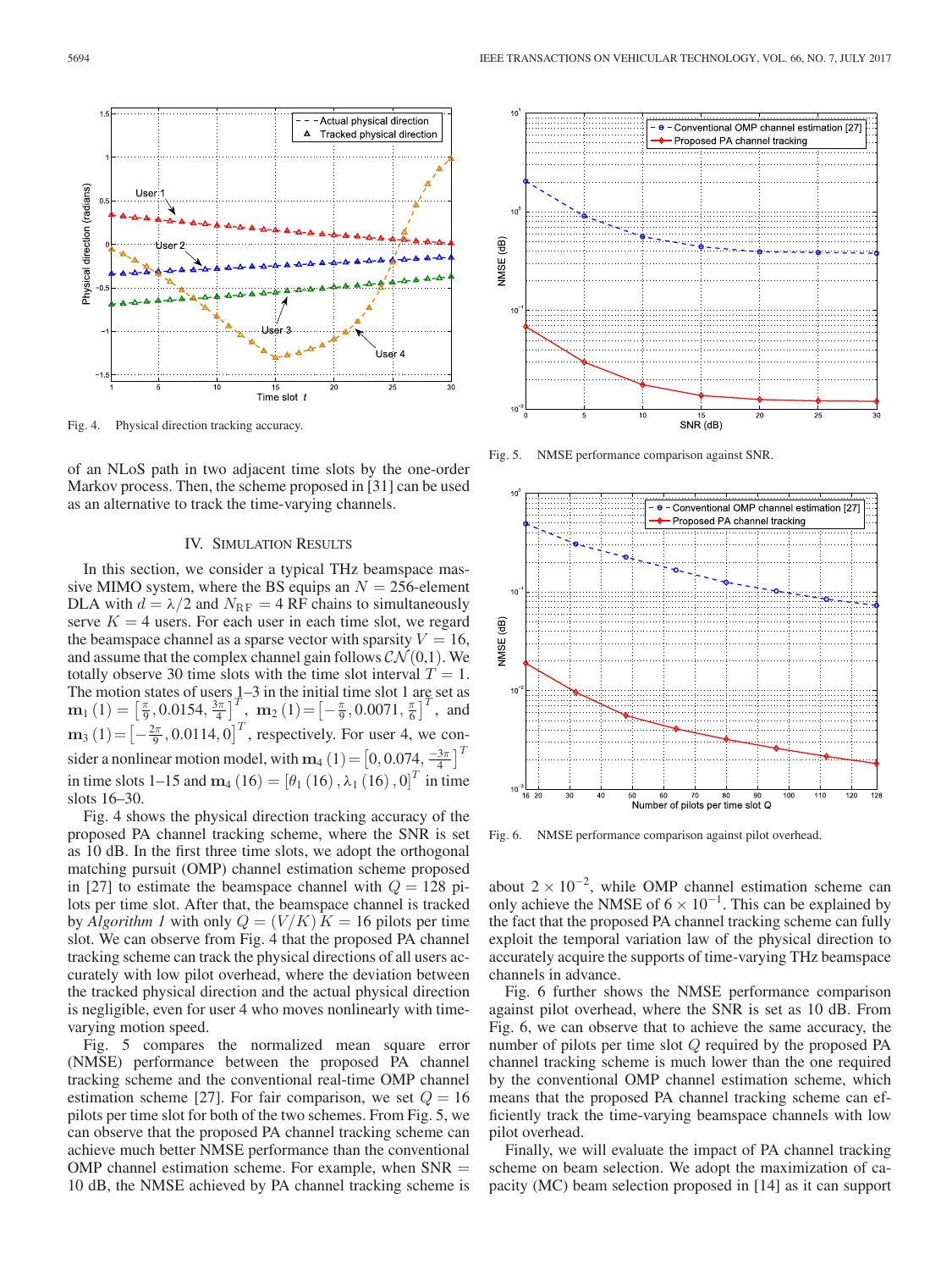Fig. 4. Physical direction tracking accuracy.

of an NLoS path in two adjacent time slots by the one-order Markov process. Then, the scheme proposed in [31] can be used as an alternative to track the time-varying channels.

## IV. Simulation Results

In this section, we consider a typical THz beamspace massive MIMO system, where the BS equips an $N = 256$-element DLA with $d = \lambda/2$ and $N_{\rm RF} = 4$ RF chains to simultaneously serve $K = 4$ users. For each user in each time slot, we regard the beamspace channel as a sparse vector with sparsity $V = 16$, and assume that the complex channel gain follows $\mathcal{CN}(0,1)$. We totally observe 30 time slots with the time slot interval $T = 1$. The motion states of users 1–3 in the initial time slot 1 are set as $\mathbf{m}_1(1) = \left[\frac{\pi}{9}, 0.0154, \frac{3\pi}{4}\right]^T$, $\mathbf{m}_2(1) = \left[-\frac{\pi}{9}, 0.0071, \frac{\pi}{6}\right]^T$, and $\mathbf{m}_3(1) = \left[-\frac{2\pi}{9}, 0.0114, 0\right]^T$, respectively. For user 4, we consider a nonlinear motion model, with $\mathbf{m}_4(1) = \left[0, 0.074, \frac{-3\pi}{4}\right]^T$ in time slots 1–15 and $\mathbf{m}_4(16) = \left[\theta_1(16), \lambda_1(16), 0\right]^T$ in time slots 16–30.

Fig. 4 shows the physical direction tracking accuracy of the proposed PA channel tracking scheme, where the SNR is set as 10 dB. In the first three time slots, we adopt the orthogonal matching pursuit (OMP) channel estimation scheme proposed in [27] to estimate the beamspace channel with $Q = 128$ pilots per time slot. After that, the beamspace channel is tracked by *Algorithm 1* with only $Q = (V/K)K = 16$ pilots per time slot. We can observe from Fig. 4 that the proposed PA channel tracking scheme can track the physical directions of all users accurately with low pilot overhead, where the deviation between the tracked physical direction and the actual physical direction is negligible, even for user 4 who moves nonlinearly with time-varying motion speed.

Fig. 5 compares the normalized mean square error (NMSE) performance between the proposed PA channel tracking scheme and the conventional real-time OMP channel estimation scheme [27]. For fair comparison, we set $Q = 16$ pilots per time slot for both of the two schemes. From Fig. 5, we can observe that the proposed PA channel tracking scheme can achieve much better NMSE performance than the conventional OMP channel estimation scheme. For example, when SNR = 10 dB, the NMSE achieved by PA channel tracking scheme is about $2 \times 10^{-2}$, while OMP channel estimation scheme can only achieve the NMSE of $6 \times 10^{-1}$. This can be explained by the fact that the proposed PA channel tracking scheme can fully exploit the temporal variation law of the physical direction to accurately acquire the supports of time-varying THz beamspace channels in advance.

Fig. 5. NMSE performance comparison against SNR.

Fig. 6. NMSE performance comparison against pilot overhead.

Fig. 6 further shows the NMSE performance comparison against pilot overhead, where the SNR is set as 10 dB. From Fig. 6, we can observe that to achieve the same accuracy, the number of pilots per time slot $Q$ required by the proposed PA channel tracking scheme is much lower than the one required by the conventional OMP channel estimation scheme, which means that the proposed PA channel tracking scheme can efficiently track the time-varying beamspace channels with low pilot overhead.

Finally, we will evaluate the impact of PA channel tracking scheme on beam selection. We adopt the maximization of capacity (MC) beam selection proposed in [14] as it can support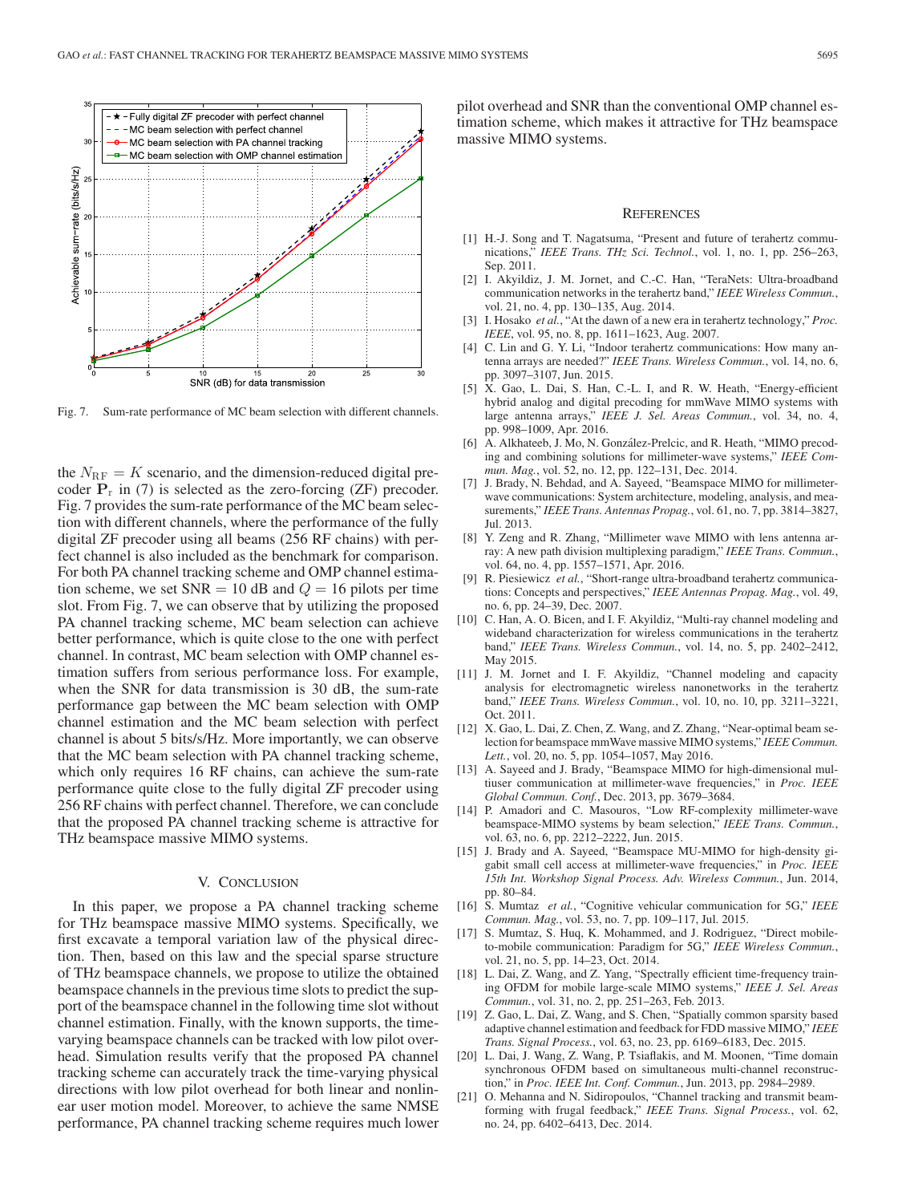Fig. 7. Sum-rate performance of MC beam selection with different channels.

the $N_{\mathrm{RF}} = K$ scenario, and the dimension-reduced digital precoder $\mathbf{P}_{\mathrm{r}}$ in (7) is selected as the zero-forcing (ZF) precoder. Fig. 7 provides the sum-rate performance of the MC beam selection with different channels, where the performance of the fully digital ZF precoder using all beams (256 RF chains) with perfect channel is also included as the benchmark for comparison. For both PA channel tracking scheme and OMP channel estimation scheme, we set $\mathrm{SNR} = 10$ dB and $Q = 16$ pilots per time slot. From Fig. 7, we can observe that by utilizing the proposed PA channel tracking scheme, MC beam selection can achieve better performance, which is quite close to the one with perfect channel. In contrast, MC beam selection with OMP channel estimation suffers from serious performance loss. For example, when the SNR for data transmission is 30 dB, the sum-rate performance gap between the MC beam selection with OMP channel estimation and the MC beam selection with perfect channel is about 5 bits/s/Hz. More importantly, we can observe that the MC beam selection with PA channel tracking scheme, which only requires 16 RF chains, can achieve the sum-rate performance quite close to the fully digital ZF precoder using 256 RF chains with perfect channel. Therefore, we can conclude that the proposed PA channel tracking scheme is attractive for THz beamspace massive MIMO systems.

## V. Conclusion

In this paper, we propose a PA channel tracking scheme for THz beamspace massive MIMO systems. Specifically, we first excavate a temporal variation law of the physical direction. Then, based on this law and the special sparse structure of THz beamspace channels, we propose to utilize the obtained beamspace channels in the previous time slots to predict the support of the beamspace channel in the following time slot without channel estimation. Finally, with the known supports, the time-varying beamspace channels can be tracked with low pilot overhead. Simulation results verify that the proposed PA channel tracking scheme can accurately track the time-varying physical directions with low pilot overhead for both linear and nonlinear user motion model. Moreover, to achieve the same NMSE performance, PA channel tracking scheme requires much lower pilot overhead and SNR than the conventional OMP channel estimation scheme, which makes it attractive for THz beamspace massive MIMO systems.

## References

[1] H.-J. Song and T. Nagatsuma, "Present and future of terahertz communications," *IEEE Trans. THz Sci. Technol.*, vol. 1, no. 1, pp. 256–263, Sep. 2011.

[2] I. Akyildiz, J. M. Jornet, and C.-C. Han, "TeraNets: Ultra-broadband communication networks in the terahertz band," *IEEE Wireless Commun.*, vol. 21, no. 4, pp. 130–135, Aug. 2014.

[3] I. Hosako *et al.*, "At the dawn of a new era in terahertz technology," *Proc. IEEE*, vol. 95, no. 8, pp. 1611–1623, Aug. 2007.

[4] C. Lin and G. Y. Li, "Indoor terahertz communications: How many antenna arrays are needed?" *IEEE Trans. Wireless Commun.*, vol. 14, no. 6, pp. 3097–3107, Jun. 2015.

[5] X. Gao, L. Dai, S. Han, C.-L. I, and R. W. Heath, "Energy-efficient hybrid analog and digital precoding for mmWave MIMO systems with large antenna arrays," *IEEE J. Sel. Areas Commun.*, vol. 34, no. 4, pp. 998–1009, Apr. 2016.

[6] A. Alkhateeb, J. Mo, N. González-Prelcic, and R. Heath, "MIMO precoding and combining solutions for millimeter-wave systems," *IEEE Commun. Mag.*, vol. 52, no. 12, pp. 122–131, Dec. 2014.

[7] J. Brady, N. Behdad, and A. Sayeed, "Beamspace MIMO for millimeter-wave communications: System architecture, modeling, analysis, and measurements," *IEEE Trans. Antennas Propag.*, vol. 61, no. 7, pp. 3814–3827, Jul. 2013.

[8] Y. Zeng and R. Zhang, "Millimeter wave MIMO with lens antenna array: A new path division multiplexing paradigm," *IEEE Trans. Commun.*, vol. 64, no. 4, pp. 1557–1571, Apr. 2016.

[9] R. Piesiewicz *et al.*, "Short-range ultra-broadband terahertz communications: Concepts and perspectives," *IEEE Antennas Propag. Mag.*, vol. 49, no. 6, pp. 24–39, Dec. 2007.

[10] C. Han, A. O. Bicen, and I. F. Akyildiz, "Multi-ray channel modeling and wideband characterization for wireless communications in the terahertz band," *IEEE Trans. Wireless Commun.*, vol. 14, no. 5, pp. 2402–2412, May 2015.

[11] J. M. Jornet and I. F. Akyildiz, "Channel modeling and capacity analysis for electromagnetic wireless nanonetworks in the terahertz band," *IEEE Trans. Wireless Commun.*, vol. 10, no. 10, pp. 3211–3221, Oct. 2011.

[12] X. Gao, L. Dai, Z. Chen, Z. Wang, and Z. Zhang, "Near-optimal beam selection for beamspace mmWave massive MIMO systems," *IEEE Commun. Lett.*, vol. 20, no. 5, pp. 1054–1057, May 2016.

[13] A. Sayeed and J. Brady, "Beamspace MIMO for high-dimensional multiuser communication at millimeter-wave frequencies," in *Proc. IEEE Global Commun. Conf.*, Dec. 2013, pp. 3679–3684.

[14] P. Amadori and C. Masouros, "Low RF-complexity millimeter-wave beamspace-MIMO systems by beam selection," *IEEE Trans. Commun.*, vol. 63, no. 6, pp. 2212–2222, Jun. 2015.

[15] J. Brady and A. Sayeed, "Beamspace MU-MIMO for high-density gigabit small cell access at millimeter-wave frequencies," in *Proc. IEEE 15th Int. Workshop Signal Process. Adv. Wireless Commun.*, Jun. 2014, pp. 80–84.

[16] S. Mumtaz *et al.*, "Cognitive vehicular communication for 5G," *IEEE Commun. Mag.*, vol. 53, no. 7, pp. 109–117, Jul. 2015.

[17] S. Mumtaz, S. Huq, K. Mohammed, and J. Rodriguez, "Direct mobile-to-mobile communication: Paradigm for 5G," *IEEE Wireless Commun.*, vol. 21, no. 5, pp. 14–23, Oct. 2014.

[18] L. Dai, Z. Wang, and Z. Yang, "Spectrally efficient time-frequency training OFDM for mobile large-scale MIMO systems," *IEEE J. Sel. Areas Commun.*, vol. 31, no. 2, pp. 251–263, Feb. 2013.

[19] Z. Gao, L. Dai, Z. Wang, and S. Chen, "Spatially common sparsity based adaptive channel estimation and feedback for FDD massive MIMO," *IEEE Trans. Signal Process.*, vol. 63, no. 23, pp. 6169–6183, Dec. 2015.

[20] L. Dai, J. Wang, Z. Wang, P. Tsiaflakis, and M. Moonen, "Time domain synchronous OFDM based on simultaneous multi-channel reconstruction," in *Proc. IEEE Int. Conf. Commun.*, Jun. 2013, pp. 2984–2989.

[21] O. Mehanna and N. Sidiropoulos, "Channel tracking and transmit beamforming with frugal feedback," *IEEE Trans. Signal Process.*, vol. 62, no. 24, pp. 6402–6413, Dec. 2014.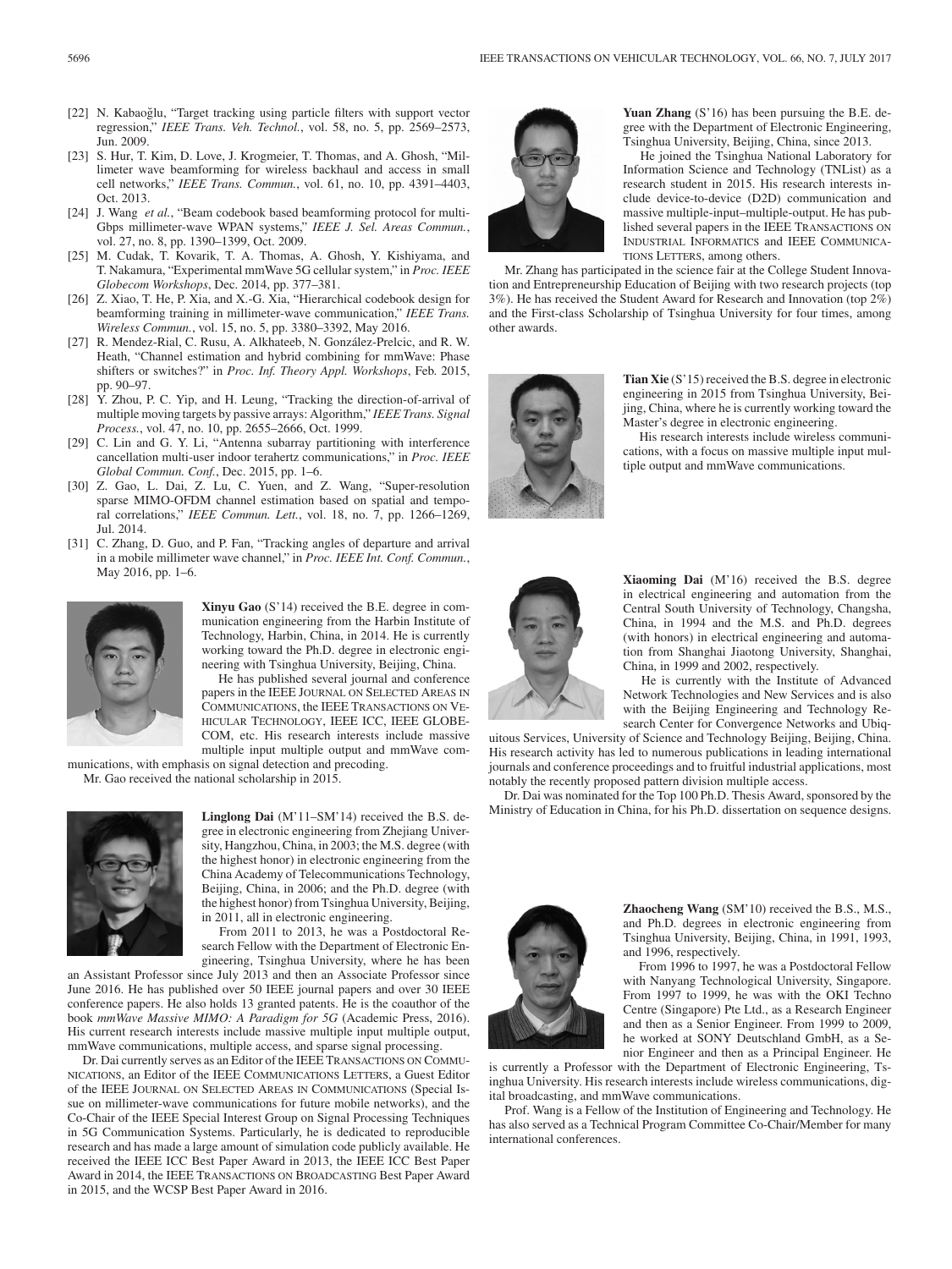[22] N. Kabaoğlu, "Target tracking using particle filters with support vector regression," *IEEE Trans. Veh. Technol.*, vol. 58, no. 5, pp. 2569–2573, Jun. 2009.

[23] S. Hur, T. Kim, D. Love, J. Krogmeier, T. Thomas, and A. Ghosh, "Millimeter wave beamforming for wireless backhaul and access in small cell networks," *IEEE Trans. Commun.*, vol. 61, no. 10, pp. 4391–4403, Oct. 2013.

[24] J. Wang *et al.*, "Beam codebook based beamforming protocol for multi-Gbps millimeter-wave WPAN systems," *IEEE J. Sel. Areas Commun.*, vol. 27, no. 8, pp. 1390–1399, Oct. 2009.

[25] M. Cudak, T. Kovarik, T. A. Thomas, A. Ghosh, Y. Kishiyama, and T. Nakamura, "Experimental mmWave 5G cellular system," in *Proc. IEEE Globecom Workshops*, Dec. 2014, pp. 377–381.

[26] Z. Xiao, T. He, P. Xia, and X.-G. Xia, "Hierarchical codebook design for beamforming training in millimeter-wave communication," *IEEE Trans. Wireless Commun.*, vol. 15, no. 5, pp. 3380–3392, May 2016.

[27] R. Mendez-Rial, C. Rusu, A. Alkhateeb, N. González-Prelcic, and R. W. Heath, "Channel estimation and hybrid combining for mmWave: Phase shifters or switches?" in *Proc. Inf. Theory Appl. Workshops*, Feb. 2015, pp. 90–97.

[28] Y. Zhou, P. C. Yip, and H. Leung, "Tracking the direction-of-arrival of multiple moving targets by passive arrays: Algorithm," *IEEE Trans. Signal Process.*, vol. 47, no. 10, pp. 2655–2666, Oct. 1999.

[29] C. Lin and G. Y. Li, "Antenna subarray partitioning with interference cancellation multi-user indoor terahertz communications," in *Proc. IEEE Global Commun. Conf.*, Dec. 2015, pp. 1–6.

[30] Z. Gao, L. Dai, Z. Lu, C. Yuen, and Z. Wang, "Super-resolution sparse MIMO-OFDM channel estimation based on spatial and temporal correlations," *IEEE Commun. Lett.*, vol. 18, no. 7, pp. 1266–1269, Jul. 2014.

[31] C. Zhang, D. Guo, and P. Fan, "Tracking angles of departure and arrival in a mobile millimeter wave channel," in *Proc. IEEE Int. Conf. Commun.*, May 2016, pp. 1–6.

**Xinyu Gao** (S'14) received the B.E. degree in communication engineering from the Harbin Institute of Technology, Harbin, China, in 2014. He is currently working toward the Ph.D. degree in electronic engineering with Tsinghua University, Beijing, China.

He has published several journal and conference papers in the IEEE JOURNAL ON SELECTED AREAS IN COMMUNICATIONS, the IEEE TRANSACTIONS ON VEHICULAR TECHNOLOGY, IEEE ICC, IEEE GLOBECOM, etc. His research interests include massive multiple input multiple output and mmWave communications, with emphasis on signal detection and precoding.

Mr. Gao received the national scholarship in 2015.

**Linglong Dai** (M'11–SM'14) received the B.S. degree in electronic engineering from Zhejiang University, Hangzhou, China, in 2003; the M.S. degree (with the highest honor) in electronic engineering from the China Academy of Telecommunications Technology, Beijing, China, in 2006; and the Ph.D. degree (with the highest honor) from Tsinghua University, Beijing, in 2011, all in electronic engineering.

From 2011 to 2013, he was a Postdoctoral Research Fellow with the Department of Electronic Engineering, Tsinghua University, where he has been an Assistant Professor since July 2013 and then an Associate Professor since June 2016. He has published over 50 IEEE journal papers and over 30 IEEE conference papers. He also holds 13 granted patents. He is the coauthor of the book *mmWave Massive MIMO: A Paradigm for 5G* (Academic Press, 2016). His current research interests include massive multiple input multiple output, mmWave communications, multiple access, and sparse signal processing.

Dr. Dai currently serves as an Editor of the IEEE TRANSACTIONS ON COMMUNICATIONS, an Editor of the IEEE COMMUNICATIONS LETTERS, a Guest Editor of the IEEE JOURNAL ON SELECTED AREAS IN COMMUNICATIONS (Special Issue on millimeter-wave communications for future mobile networks), and the Co-Chair of the IEEE Special Interest Group on Signal Processing Techniques in 5G Communication Systems. Particularly, he is dedicated to reproducible research and has made a large amount of simulation code publicly available. He received the IEEE ICC Best Paper Award in 2013, the IEEE ICC Best Paper Award in 2014, the IEEE TRANSACTIONS ON BROADCASTING Best Paper Award in 2015, and the WCSP Best Paper Award in 2016.

**Yuan Zhang** (S'16) has been pursuing the B.E. degree with the Department of Electronic Engineering, Tsinghua University, Beijing, China, since 2013.

He joined the Tsinghua National Laboratory for Information Science and Technology (TNList) as a research student in 2015. His research interests include device-to-device (D2D) communication and massive multiple-input–multiple-output. He has published several papers in the IEEE TRANSACTIONS ON INDUSTRIAL INFORMATICS and IEEE COMMUNICATIONS LETTERS, among others.

Mr. Zhang has participated in the science fair at the College Student Innovation and Entrepreneurship Education of Beijing with two research projects (top 3%). He has received the Student Award for Research and Innovation (top 2%) and the First-class Scholarship of Tsinghua University for four times, among other awards.

**Tian Xie** (S'15) received the B.S. degree in electronic engineering in 2015 from Tsinghua University, Beijing, China, where he is currently working toward the Master's degree in electronic engineering.

His research interests include wireless communications, with a focus on massive multiple input multiple output and mmWave communications.

**Xiaoming Dai** (M'16) received the B.S. degree in electrical engineering and automation from the Central South University of Technology, Changsha, China, in 1994 and the M.S. and Ph.D. degrees (with honors) in electrical engineering and automation from Shanghai Jiaotong University, Shanghai, China, in 1999 and 2002, respectively.

He is currently with the Institute of Advanced Network Technologies and New Services and is also with the Beijing Engineering and Technology Research Center for Convergence Networks and Ubiquitous Services, University of Science and Technology Beijing, Beijing, China. His research activity has led to numerous publications in leading international journals and conference proceedings and to fruitful industrial applications, most notably the recently proposed pattern division multiple access.

Dr. Dai was nominated for the Top 100 Ph.D. Thesis Award, sponsored by the Ministry of Education in China, for his Ph.D. dissertation on sequence designs.

**Zhaocheng Wang** (SM'10) received the B.S., M.S., and Ph.D. degrees in electronic engineering from Tsinghua University, Beijing, China, in 1991, 1993, and 1996, respectively.

From 1996 to 1997, he was a Postdoctoral Fellow with Nanyang Technological University, Singapore. From 1997 to 1999, he was with the OKI Techno Centre (Singapore) Pte Ltd., as a Research Engineer and then as a Senior Engineer. From 1999 to 2009, he worked at SONY Deutschland GmbH, as a Senior Engineer and then as a Principal Engineer. He is currently a Professor with the Department of Electronic Engineering, Tsinghua University. His research interests include wireless communications, digital broadcasting, and mmWave communications.

Prof. Wang is a Fellow of the Institution of Engineering and Technology. He has also served as a Technical Program Committee Co-Chair/Member for many international conferences.